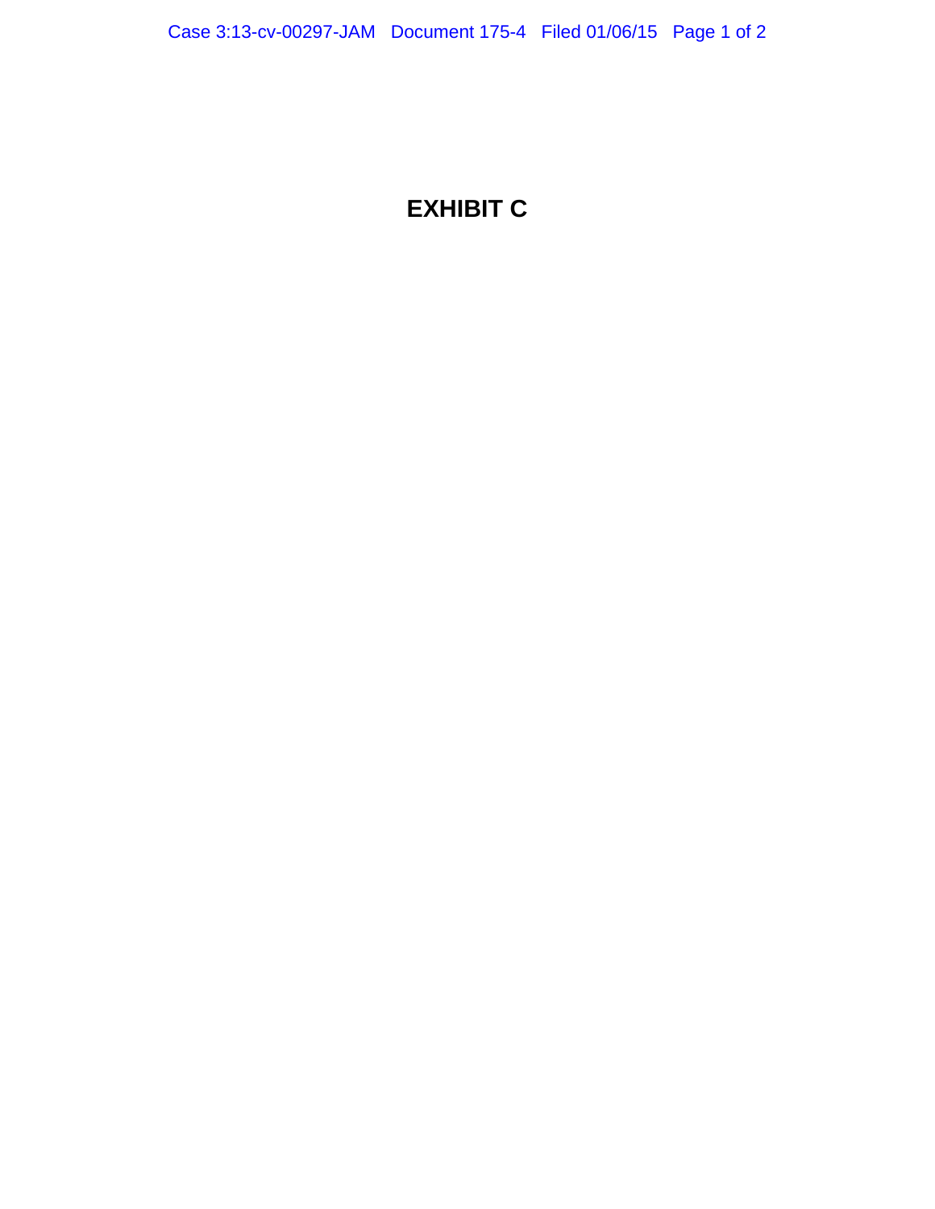# EXHIBIT C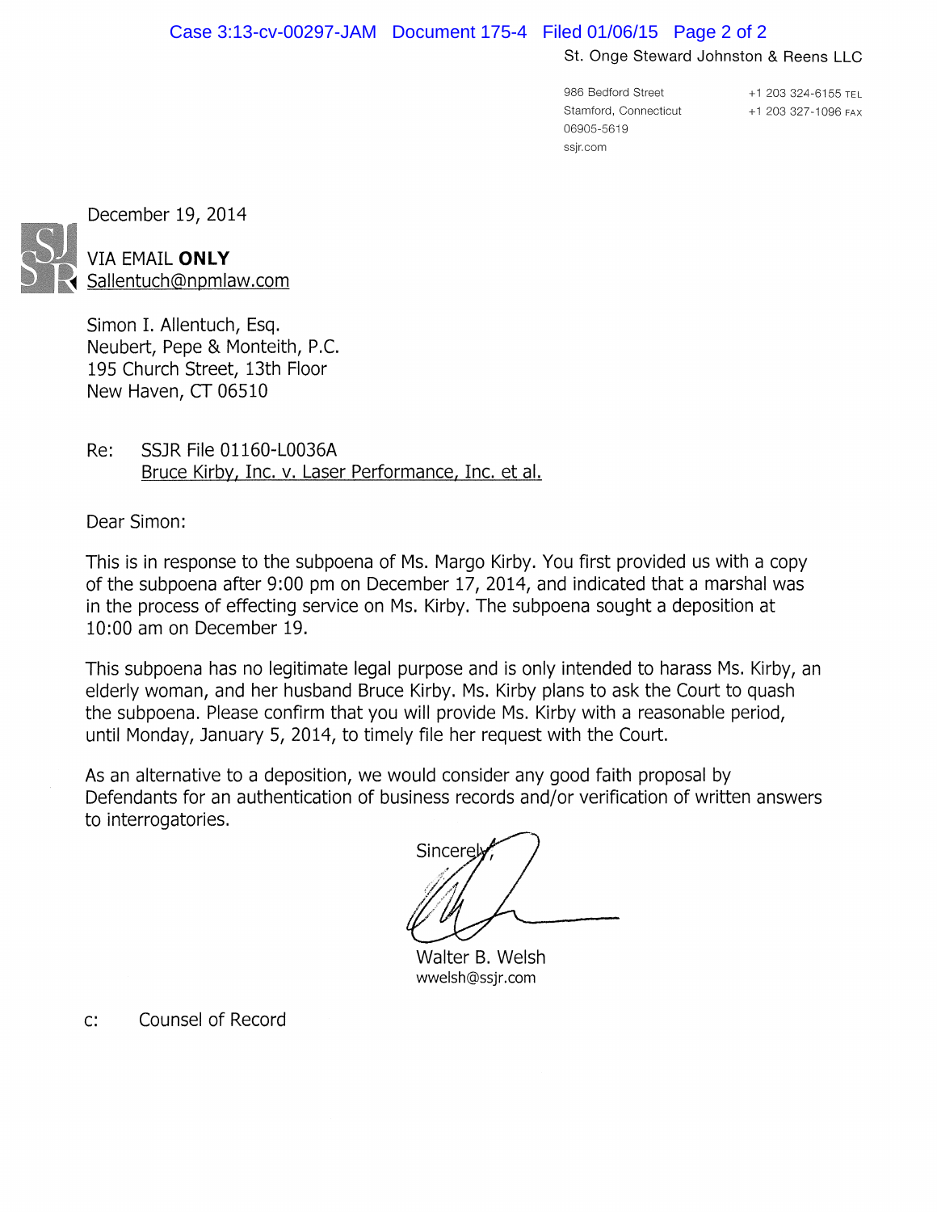St. Onge Steward Johnston & Reens LLC

986 Bedford Street
Stamford, Connecticut
06905-5619
ssjr.com

+1 203 324-6155 TEL
+1 203 327-1096 FAX

December 19, 2014

VIA EMAIL **ONLY**
Sallentuch@npmlaw.com

Simon I. Allentuch, Esq.
Neubert, Pepe & Monteith, P.C.
195 Church Street, 13th Floor
New Haven, CT 06510

Re: SSJR File 01160-L0036A
Bruce Kirby, Inc. v. Laser Performance, Inc. et al.

Dear Simon:

This is in response to the subpoena of Ms. Margo Kirby. You first provided us with a copy of the subpoena after 9:00 pm on December 17, 2014, and indicated that a marshal was in the process of effecting service on Ms. Kirby. The subpoena sought a deposition at 10:00 am on December 19.

This subpoena has no legitimate legal purpose and is only intended to harass Ms. Kirby, an elderly woman, and her husband Bruce Kirby. Ms. Kirby plans to ask the Court to quash the subpoena. Please confirm that you will provide Ms. Kirby with a reasonable period, until Monday, January 5, 2014, to timely file her request with the Court.

As an alternative to a deposition, we would consider any good faith proposal by Defendants for an authentication of business records and/or verification of written answers to interrogatories.

Sincerely,

Walter B. Welsh
wwelsh@ssjr.com

c: Counsel of Record